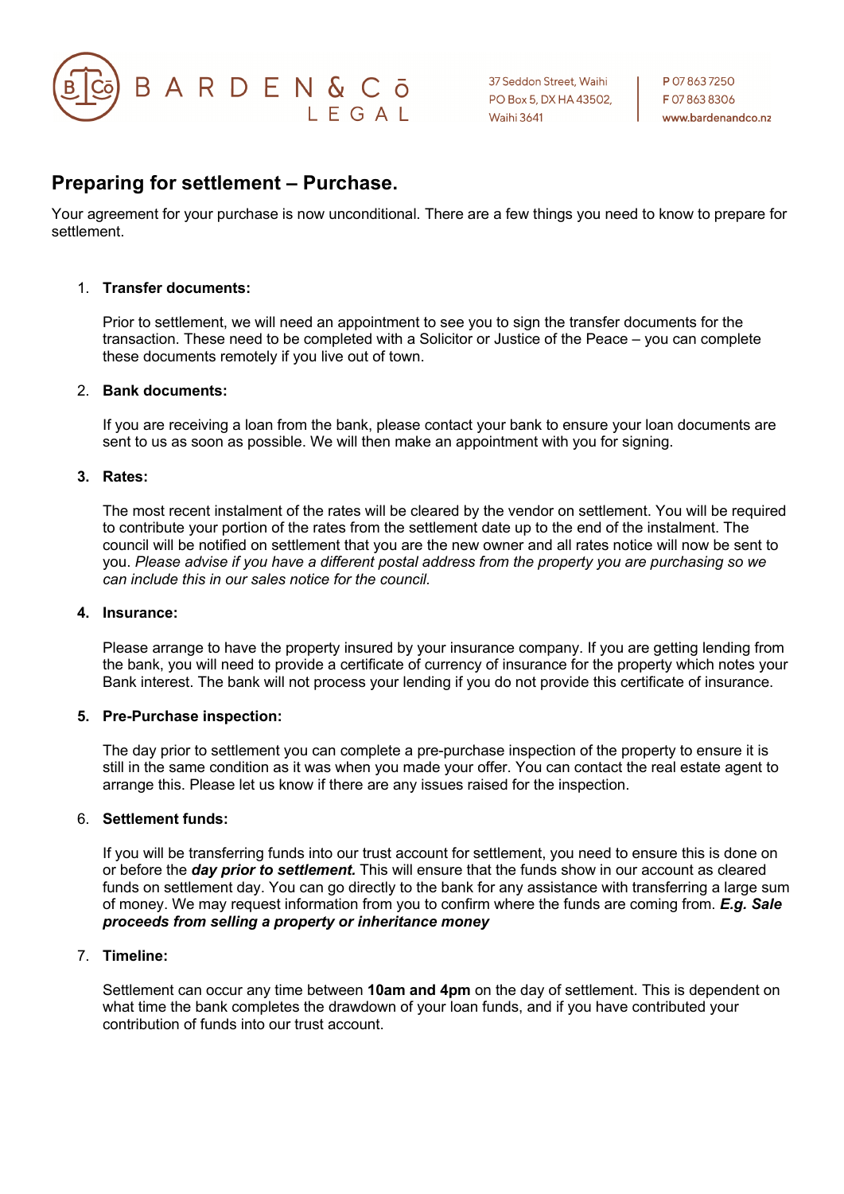BARDEN & Cō LEGAL

37 Seddon Street, Waihi
PO Box 5, DX HA 43502,
Waihi 3641

P 07 863 7250
F 07 863 8306
www.bardenandco.nz

## Preparing for settlement – Purchase.

Your agreement for your purchase is now unconditional. There are a few things you need to know to prepare for settlement.

1. **Transfer documents:**

   Prior to settlement, we will need an appointment to see you to sign the transfer documents for the transaction. These need to be completed with a Solicitor or Justice of the Peace – you can complete these documents remotely if you live out of town.

2. **Bank documents:**

   If you are receiving a loan from the bank, please contact your bank to ensure your loan documents are sent to us as soon as possible. We will then make an appointment with you for signing.

3. **Rates:**

   The most recent instalment of the rates will be cleared by the vendor on settlement. You will be required to contribute your portion of the rates from the settlement date up to the end of the instalment. The council will be notified on settlement that you are the new owner and all rates notice will now be sent to you. *Please advise if you have a different postal address from the property you are purchasing so we can include this in our sales notice for the council.*

4. **Insurance:**

   Please arrange to have the property insured by your insurance company. If you are getting lending from the bank, you will need to provide a certificate of currency of insurance for the property which notes your Bank interest. The bank will not process your lending if you do not provide this certificate of insurance.

5. **Pre-Purchase inspection:**

   The day prior to settlement you can complete a pre-purchase inspection of the property to ensure it is still in the same condition as it was when you made your offer. You can contact the real estate agent to arrange this. Please let us know if there are any issues raised for the inspection.

6. **Settlement funds:**

   If you will be transferring funds into our trust account for settlement, you need to ensure this is done on or before the ***day prior to settlement.*** This will ensure that the funds show in our account as cleared funds on settlement day. You can go directly to the bank for any assistance with transferring a large sum of money. We may request information from you to confirm where the funds are coming from. ***E.g. Sale proceeds from selling a property or inheritance money***

7. **Timeline:**

   Settlement can occur any time between **10am and 4pm** on the day of settlement. This is dependent on what time the bank completes the drawdown of your loan funds, and if you have contributed your contribution of funds into our trust account.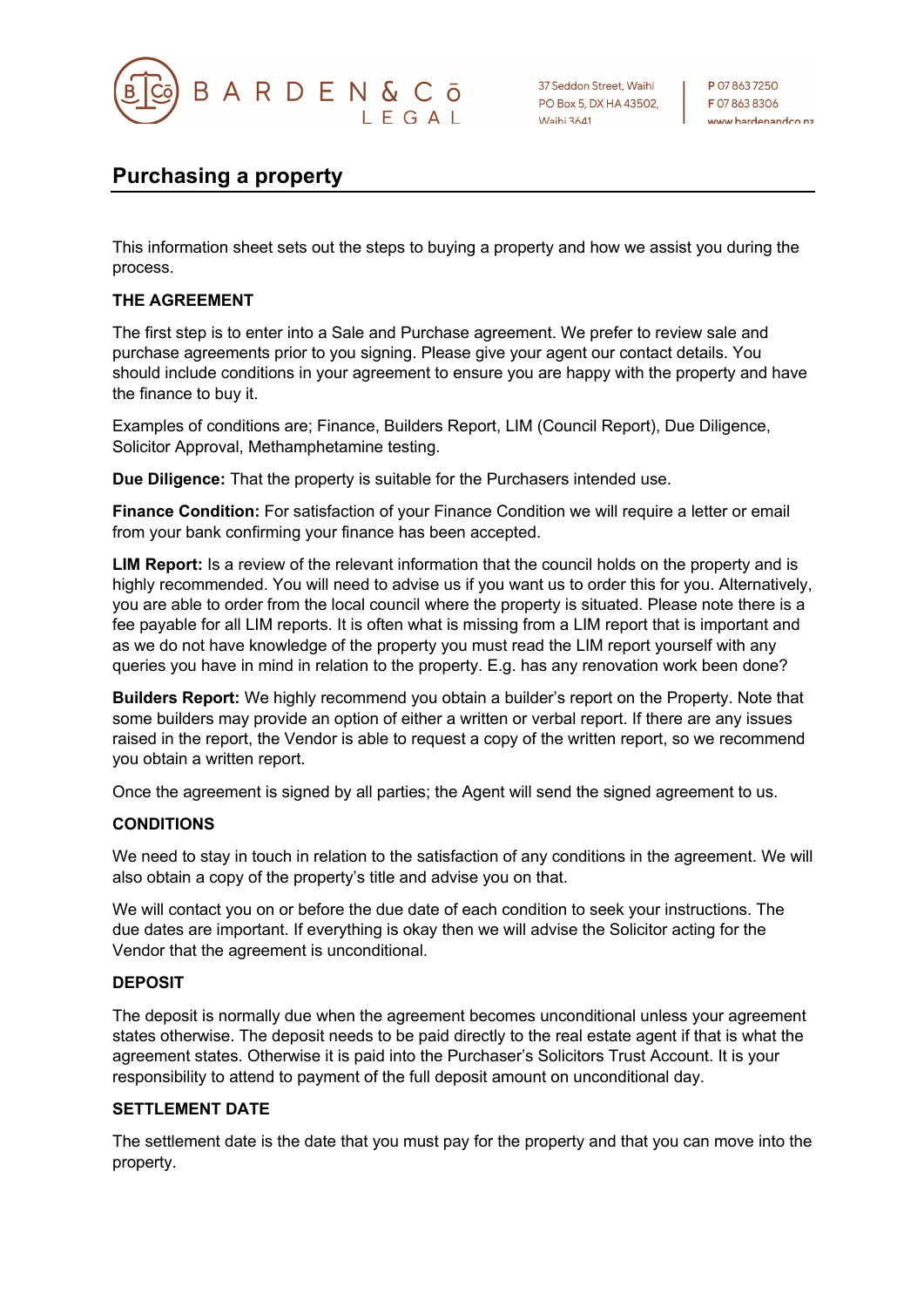# Purchasing a property

This information sheet sets out the steps to buying a property and how we assist you during the process.

**THE AGREEMENT**

The first step is to enter into a Sale and Purchase agreement. We prefer to review sale and purchase agreements prior to you signing. Please give your agent our contact details. You should include conditions in your agreement to ensure you are happy with the property and have the finance to buy it.

Examples of conditions are; Finance, Builders Report, LIM (Council Report), Due Diligence, Solicitor Approval, Methamphetamine testing.

**Due Diligence:** That the property is suitable for the Purchasers intended use.

**Finance Condition:** For satisfaction of your Finance Condition we will require a letter or email from your bank confirming your finance has been accepted.

**LIM Report:** Is a review of the relevant information that the council holds on the property and is highly recommended. You will need to advise us if you want us to order this for you. Alternatively, you are able to order from the local council where the property is situated. Please note there is a fee payable for all LIM reports. It is often what is missing from a LIM report that is important and as we do not have knowledge of the property you must read the LIM report yourself with any queries you have in mind in relation to the property. E.g. has any renovation work been done?

**Builders Report:** We highly recommend you obtain a builder's report on the Property. Note that some builders may provide an option of either a written or verbal report. If there are any issues raised in the report, the Vendor is able to request a copy of the written report, so we recommend you obtain a written report.

Once the agreement is signed by all parties; the Agent will send the signed agreement to us.

**CONDITIONS**

We need to stay in touch in relation to the satisfaction of any conditions in the agreement. We will also obtain a copy of the property's title and advise you on that.

We will contact you on or before the due date of each condition to seek your instructions. The due dates are important. If everything is okay then we will advise the Solicitor acting for the Vendor that the agreement is unconditional.

**DEPOSIT**

The deposit is normally due when the agreement becomes unconditional unless your agreement states otherwise. The deposit needs to be paid directly to the real estate agent if that is what the agreement states. Otherwise it is paid into the Purchaser's Solicitors Trust Account. It is your responsibility to attend to payment of the full deposit amount on unconditional day.

**SETTLEMENT DATE**

The settlement date is the date that you must pay for the property and that you can move into the property.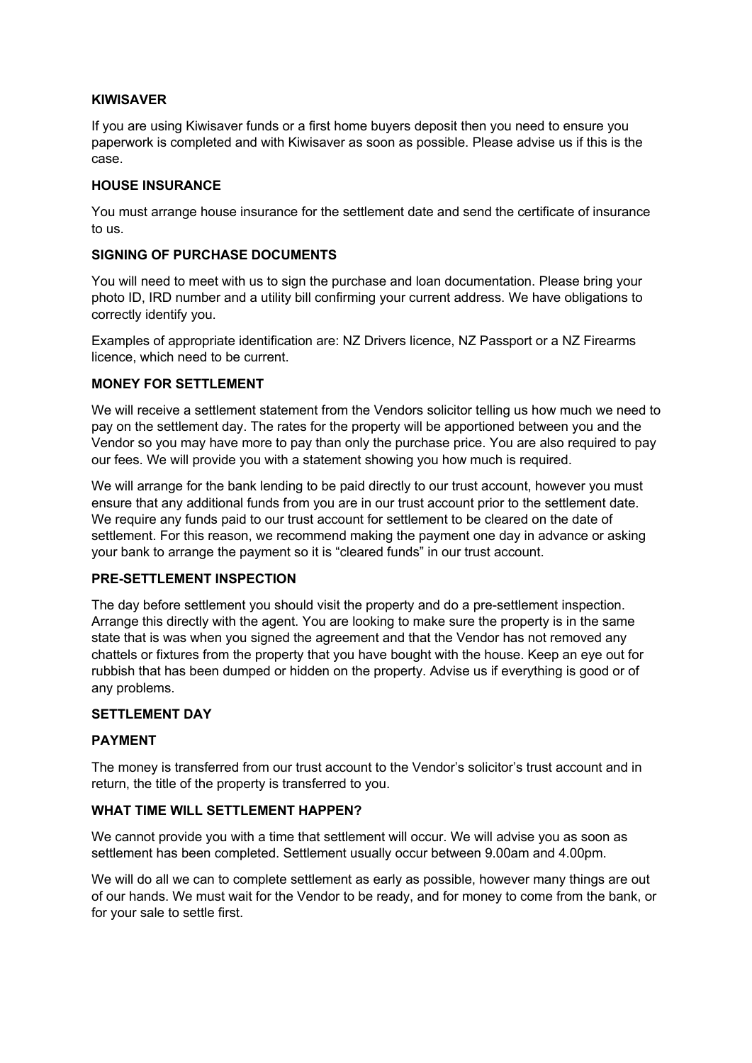**KIWISAVER**

If you are using Kiwisaver funds or a first home buyers deposit then you need to ensure you paperwork is completed and with Kiwisaver as soon as possible. Please advise us if this is the case.

**HOUSE INSURANCE**

You must arrange house insurance for the settlement date and send the certificate of insurance to us.

**SIGNING OF PURCHASE DOCUMENTS**

You will need to meet with us to sign the purchase and loan documentation. Please bring your photo ID, IRD number and a utility bill confirming your current address. We have obligations to correctly identify you.

Examples of appropriate identification are: NZ Drivers licence, NZ Passport or a NZ Firearms licence, which need to be current.

**MONEY FOR SETTLEMENT**

We will receive a settlement statement from the Vendors solicitor telling us how much we need to pay on the settlement day. The rates for the property will be apportioned between you and the Vendor so you may have more to pay than only the purchase price. You are also required to pay our fees. We will provide you with a statement showing you how much is required.

We will arrange for the bank lending to be paid directly to our trust account, however you must ensure that any additional funds from you are in our trust account prior to the settlement date. We require any funds paid to our trust account for settlement to be cleared on the date of settlement. For this reason, we recommend making the payment one day in advance or asking your bank to arrange the payment so it is "cleared funds" in our trust account.

**PRE-SETTLEMENT INSPECTION**

The day before settlement you should visit the property and do a pre-settlement inspection. Arrange this directly with the agent. You are looking to make sure the property is in the same state that is was when you signed the agreement and that the Vendor has not removed any chattels or fixtures from the property that you have bought with the house. Keep an eye out for rubbish that has been dumped or hidden on the property. Advise us if everything is good or of any problems.

**SETTLEMENT DAY**

**PAYMENT**

The money is transferred from our trust account to the Vendor's solicitor's trust account and in return, the title of the property is transferred to you.

**WHAT TIME WILL SETTLEMENT HAPPEN?**

We cannot provide you with a time that settlement will occur. We will advise you as soon as settlement has been completed. Settlement usually occur between 9.00am and 4.00pm.

We will do all we can to complete settlement as early as possible, however many things are out of our hands. We must wait for the Vendor to be ready, and for money to come from the bank, or for your sale to settle first.